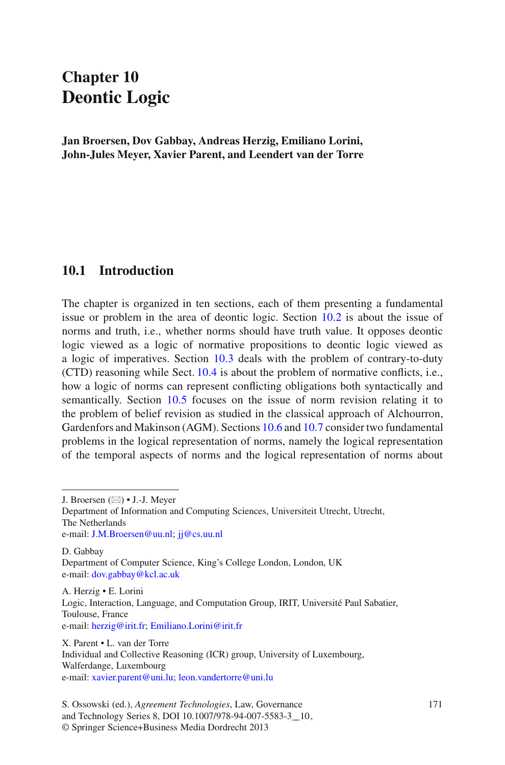# Chapter 10
# Deontic Logic

**Jan Broersen, Dov Gabbay, Andreas Herzig, Emiliano Lorini, John-Jules Meyer, Xavier Parent, and Leendert van der Torre**

## 10.1 Introduction

The chapter is organized in ten sections, each of them presenting a fundamental issue or problem in the area of deontic logic. Section 10.2 is about the issue of norms and truth, i.e., whether norms should have truth value. It opposes deontic logic viewed as a logic of normative propositions to deontic logic viewed as a logic of imperatives. Section 10.3 deals with the problem of contrary-to-duty (CTD) reasoning while Sect. 10.4 is about the problem of normative conflicts, i.e., how a logic of norms can represent conflicting obligations both syntactically and semantically. Section 10.5 focuses on the issue of norm revision relating it to the problem of belief revision as studied in the classical approach of Alchourron, Gardenfors and Makinson (AGM). Sections 10.6 and 10.7 consider two fundamental problems in the logical representation of norms, namely the logical representation of the temporal aspects of norms and the logical representation of norms about

---

J. Broersen (✉) • J.-J. Meyer
Department of Information and Computing Sciences, Universiteit Utrecht, Utrecht, The Netherlands
e-mail: J.M.Broersen@uu.nl; jj@cs.uu.nl

D. Gabbay
Department of Computer Science, King's College London, London, UK
e-mail: dov.gabbay@kcl.ac.uk

A. Herzig • E. Lorini
Logic, Interaction, Language, and Computation Group, IRIT, Université Paul Sabatier, Toulouse, France
e-mail: herzig@irit.fr; Emiliano.Lorini@irit.fr

X. Parent • L. van der Torre
Individual and Collective Reasoning (ICR) group, University of Luxembourg, Walferdange, Luxembourg
e-mail: xavier.parent@uni.lu; leon.vandertorre@uni.lu

S. Ossowski (ed.), *Agreement Technologies*, Law, Governance and Technology Series 8, DOI 10.1007/978-94-007-5583-3_10, © Springer Science+Business Media Dordrecht 2013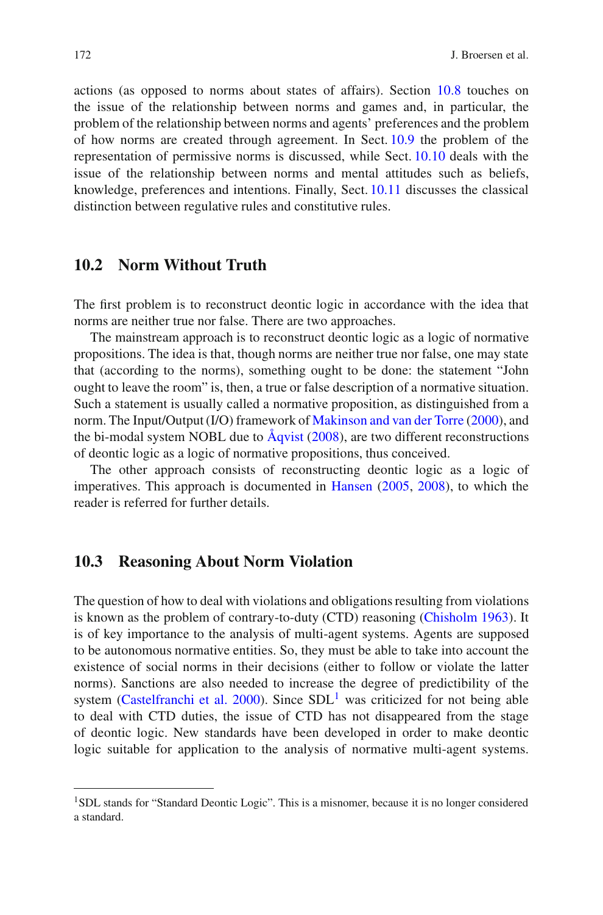actions (as opposed to norms about states of affairs). Section 10.8 touches on the issue of the relationship between norms and games and, in particular, the problem of the relationship between norms and agents' preferences and the problem of how norms are created through agreement. In Sect. 10.9 the problem of the representation of permissive norms is discussed, while Sect. 10.10 deals with the issue of the relationship between norms and mental attitudes such as beliefs, knowledge, preferences and intentions. Finally, Sect. 10.11 discusses the classical distinction between regulative rules and constitutive rules.

## 10.2 Norm Without Truth

The first problem is to reconstruct deontic logic in accordance with the idea that norms are neither true nor false. There are two approaches.

The mainstream approach is to reconstruct deontic logic as a logic of normative propositions. The idea is that, though norms are neither true nor false, one may state that (according to the norms), something ought to be done: the statement "John ought to leave the room" is, then, a true or false description of a normative situation. Such a statement is usually called a normative proposition, as distinguished from a norm. The Input/Output (I/O) framework of Makinson and van der Torre (2000), and the bi-modal system NOBL due to Åqvist (2008), are two different reconstructions of deontic logic as a logic of normative propositions, thus conceived.

The other approach consists of reconstructing deontic logic as a logic of imperatives. This approach is documented in Hansen (2005, 2008), to which the reader is referred for further details.

## 10.3 Reasoning About Norm Violation

The question of how to deal with violations and obligations resulting from violations is known as the problem of contrary-to-duty (CTD) reasoning (Chisholm 1963). It is of key importance to the analysis of multi-agent systems. Agents are supposed to be autonomous normative entities. So, they must be able to take into account the existence of social norms in their decisions (either to follow or violate the latter norms). Sanctions are also needed to increase the degree of predictibility of the system (Castelfranchi et al. 2000). Since SDL[1] was criticized for not being able to deal with CTD duties, the issue of CTD has not disappeared from the stage of deontic logic. New standards have been developed in order to make deontic logic suitable for application to the analysis of normative multi-agent systems.

[1] SDL stands for "Standard Deontic Logic". This is a misnomer, because it is no longer considered a standard.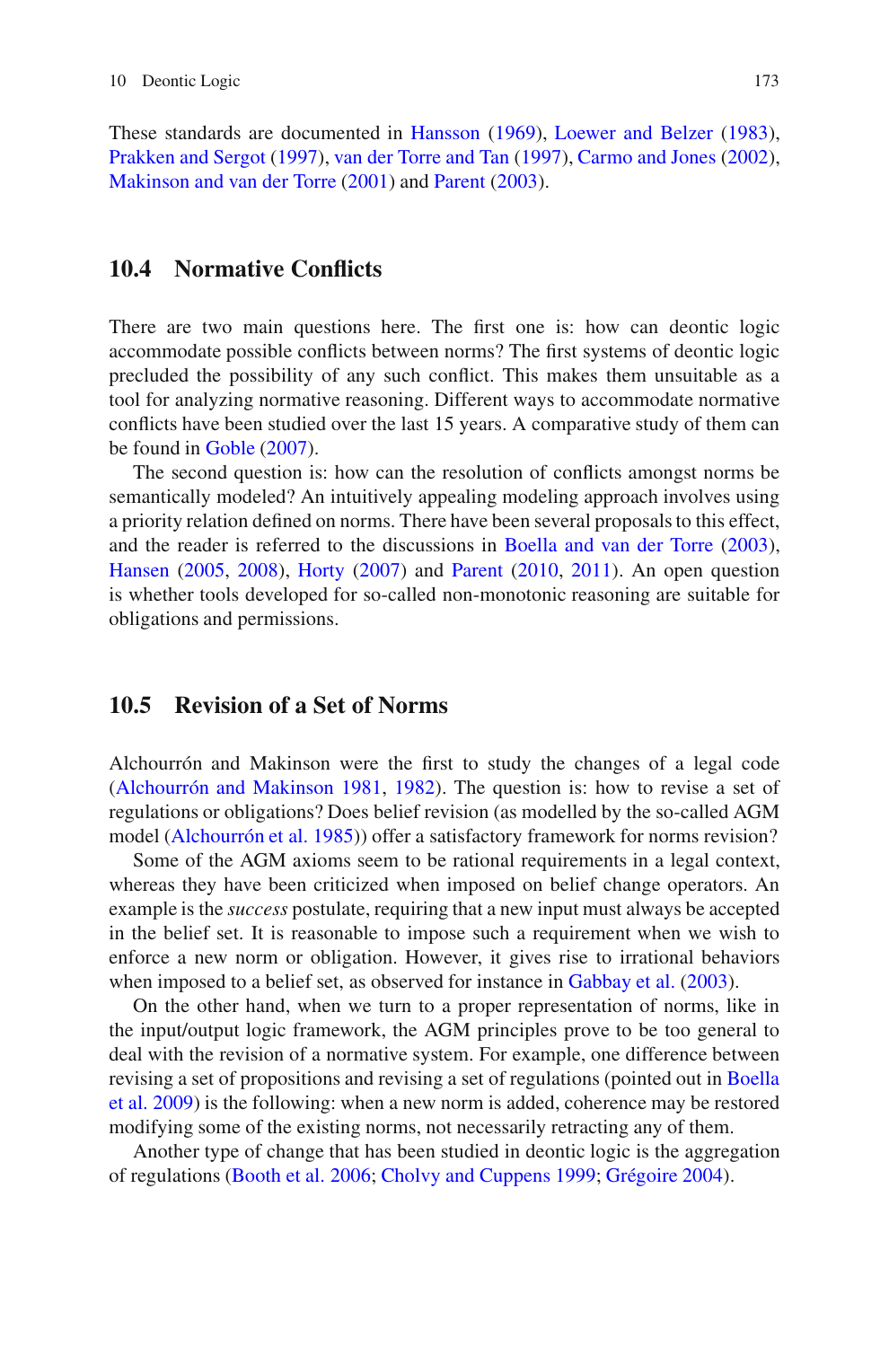These standards are documented in Hansson (1969), Loewer and Belzer (1983), Prakken and Sergot (1997), van der Torre and Tan (1997), Carmo and Jones (2002), Makinson and van der Torre (2001) and Parent (2003).

## 10.4 Normative Conflicts

There are two main questions here. The first one is: how can deontic logic accommodate possible conflicts between norms? The first systems of deontic logic precluded the possibility of any such conflict. This makes them unsuitable as a tool for analyzing normative reasoning. Different ways to accommodate normative conflicts have been studied over the last 15 years. A comparative study of them can be found in Goble (2007).

The second question is: how can the resolution of conflicts amongst norms be semantically modeled? An intuitively appealing modeling approach involves using a priority relation defined on norms. There have been several proposals to this effect, and the reader is referred to the discussions in Boella and van der Torre (2003), Hansen (2005, 2008), Horty (2007) and Parent (2010, 2011). An open question is whether tools developed for so-called non-monotonic reasoning are suitable for obligations and permissions.

## 10.5 Revision of a Set of Norms

Alchourrón and Makinson were the first to study the changes of a legal code (Alchourrón and Makinson 1981, 1982). The question is: how to revise a set of regulations or obligations? Does belief revision (as modelled by the so-called AGM model (Alchourrón et al. 1985)) offer a satisfactory framework for norms revision?

Some of the AGM axioms seem to be rational requirements in a legal context, whereas they have been criticized when imposed on belief change operators. An example is the *success* postulate, requiring that a new input must always be accepted in the belief set. It is reasonable to impose such a requirement when we wish to enforce a new norm or obligation. However, it gives rise to irrational behaviors when imposed to a belief set, as observed for instance in Gabbay et al. (2003).

On the other hand, when we turn to a proper representation of norms, like in the input/output logic framework, the AGM principles prove to be too general to deal with the revision of a normative system. For example, one difference between revising a set of propositions and revising a set of regulations (pointed out in Boella et al. 2009) is the following: when a new norm is added, coherence may be restored modifying some of the existing norms, not necessarily retracting any of them.

Another type of change that has been studied in deontic logic is the aggregation of regulations (Booth et al. 2006; Cholvy and Cuppens 1999; Grégoire 2004).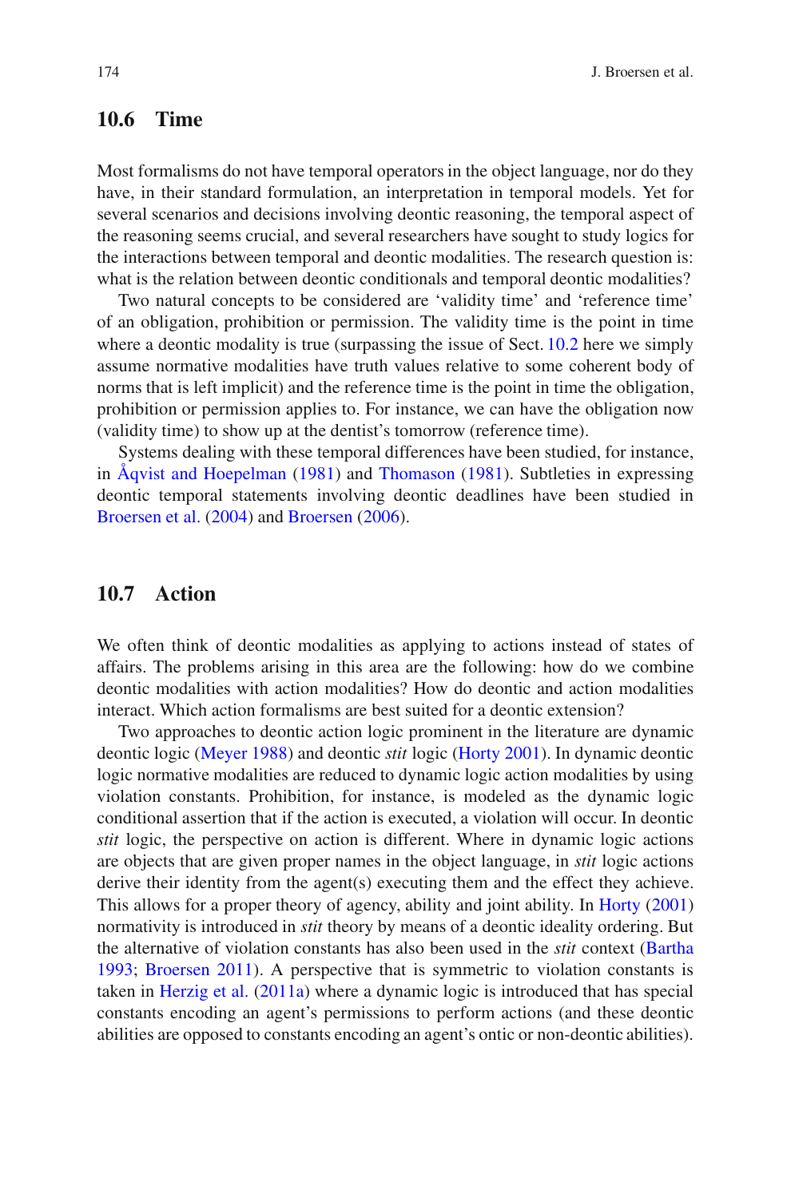## 10.6 Time

Most formalisms do not have temporal operators in the object language, nor do they have, in their standard formulation, an interpretation in temporal models. Yet for several scenarios and decisions involving deontic reasoning, the temporal aspect of the reasoning seems crucial, and several researchers have sought to study logics for the interactions between temporal and deontic modalities. The research question is: what is the relation between deontic conditionals and temporal deontic modalities?

Two natural concepts to be considered are 'validity time' and 'reference time' of an obligation, prohibition or permission. The validity time is the point in time where a deontic modality is true (surpassing the issue of Sect. 10.2 here we simply assume normative modalities have truth values relative to some coherent body of norms that is left implicit) and the reference time is the point in time the obligation, prohibition or permission applies to. For instance, we can have the obligation now (validity time) to show up at the dentist's tomorrow (reference time).

Systems dealing with these temporal differences have been studied, for instance, in Åqvist and Hoepelman (1981) and Thomason (1981). Subtleties in expressing deontic temporal statements involving deontic deadlines have been studied in Broersen et al. (2004) and Broersen (2006).

## 10.7 Action

We often think of deontic modalities as applying to actions instead of states of affairs. The problems arising in this area are the following: how do we combine deontic modalities with action modalities? How do deontic and action modalities interact. Which action formalisms are best suited for a deontic extension?

Two approaches to deontic action logic prominent in the literature are dynamic deontic logic (Meyer 1988) and deontic *stit* logic (Horty 2001). In dynamic deontic logic normative modalities are reduced to dynamic logic action modalities by using violation constants. Prohibition, for instance, is modeled as the dynamic logic conditional assertion that if the action is executed, a violation will occur. In deontic *stit* logic, the perspective on action is different. Where in dynamic logic actions are objects that are given proper names in the object language, in *stit* logic actions derive their identity from the agent(s) executing them and the effect they achieve. This allows for a proper theory of agency, ability and joint ability. In Horty (2001) normativity is introduced in *stit* theory by means of a deontic ideality ordering. But the alternative of violation constants has also been used in the *stit* context (Bartha 1993; Broersen 2011). A perspective that is symmetric to violation constants is taken in Herzig et al. (2011a) where a dynamic logic is introduced that has special constants encoding an agent's permissions to perform actions (and these deontic abilities are opposed to constants encoding an agent's ontic or non-deontic abilities).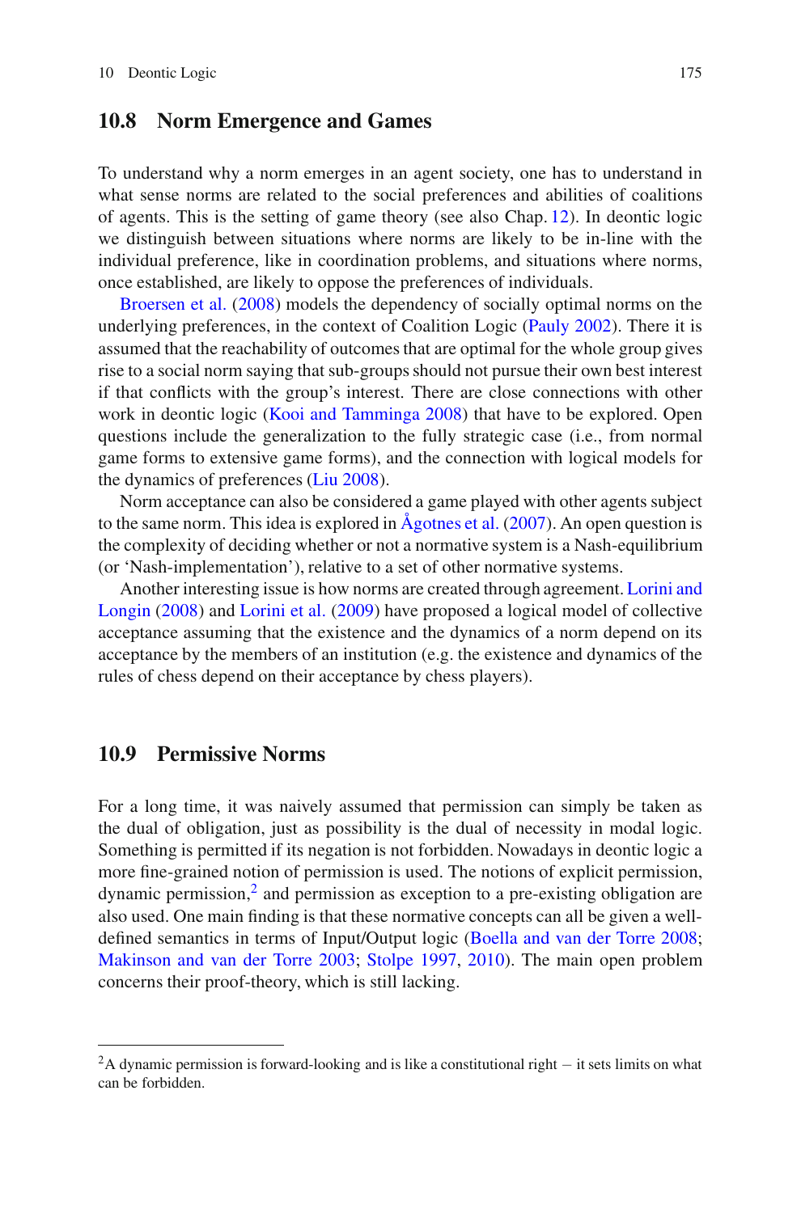## 10.8 Norm Emergence and Games

To understand why a norm emerges in an agent society, one has to understand in what sense norms are related to the social preferences and abilities of coalitions of agents. This is the setting of game theory (see also Chap. 12). In deontic logic we distinguish between situations where norms are likely to be in-line with the individual preference, like in coordination problems, and situations where norms, once established, are likely to oppose the preferences of individuals.

Broersen et al. (2008) models the dependency of socially optimal norms on the underlying preferences, in the context of Coalition Logic (Pauly 2002). There it is assumed that the reachability of outcomes that are optimal for the whole group gives rise to a social norm saying that sub-groups should not pursue their own best interest if that conflicts with the group's interest. There are close connections with other work in deontic logic (Kooi and Tamminga 2008) that have to be explored. Open questions include the generalization to the fully strategic case (i.e., from normal game forms to extensive game forms), and the connection with logical models for the dynamics of preferences (Liu 2008).

Norm acceptance can also be considered a game played with other agents subject to the same norm. This idea is explored in Ågotnes et al. (2007). An open question is the complexity of deciding whether or not a normative system is a Nash-equilibrium (or 'Nash-implementation'), relative to a set of other normative systems.

Another interesting issue is how norms are created through agreement. Lorini and Longin (2008) and Lorini et al. (2009) have proposed a logical model of collective acceptance assuming that the existence and the dynamics of a norm depend on its acceptance by the members of an institution (e.g. the existence and dynamics of the rules of chess depend on their acceptance by chess players).

## 10.9 Permissive Norms

For a long time, it was naively assumed that permission can simply be taken as the dual of obligation, just as possibility is the dual of necessity in modal logic. Something is permitted if its negation is not forbidden. Nowadays in deontic logic a more fine-grained notion of permission is used. The notions of explicit permission, dynamic permission,[2] and permission as exception to a pre-existing obligation are also used. One main finding is that these normative concepts can all be given a well-defined semantics in terms of Input/Output logic (Boella and van der Torre 2008; Makinson and van der Torre 2003; Stolpe 1997, 2010). The main open problem concerns their proof-theory, which is still lacking.

---

[2] A dynamic permission is forward-looking and is like a constitutional right – it sets limits on what can be forbidden.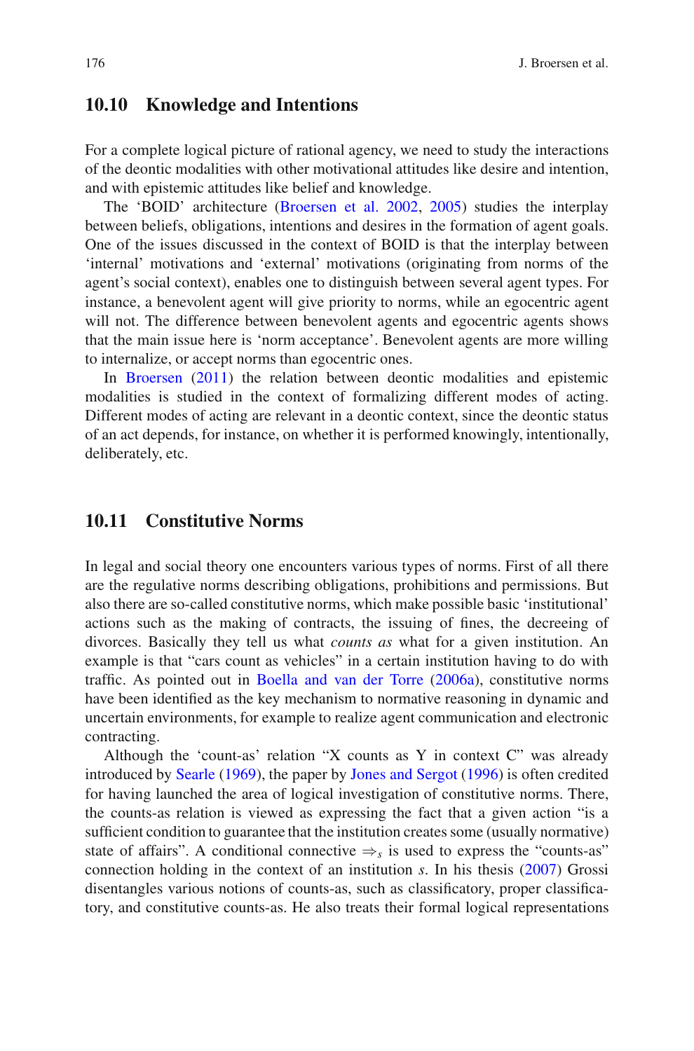## 10.10 Knowledge and Intentions

For a complete logical picture of rational agency, we need to study the interactions of the deontic modalities with other motivational attitudes like desire and intention, and with epistemic attitudes like belief and knowledge.

The 'BOID' architecture (Broersen et al. 2002, 2005) studies the interplay between beliefs, obligations, intentions and desires in the formation of agent goals. One of the issues discussed in the context of BOID is that the interplay between 'internal' motivations and 'external' motivations (originating from norms of the agent's social context), enables one to distinguish between several agent types. For instance, a benevolent agent will give priority to norms, while an egocentric agent will not. The difference between benevolent agents and egocentric agents shows that the main issue here is 'norm acceptance'. Benevolent agents are more willing to internalize, or accept norms than egocentric ones.

In Broersen (2011) the relation between deontic modalities and epistemic modalities is studied in the context of formalizing different modes of acting. Different modes of acting are relevant in a deontic context, since the deontic status of an act depends, for instance, on whether it is performed knowingly, intentionally, deliberately, etc.

## 10.11 Constitutive Norms

In legal and social theory one encounters various types of norms. First of all there are the regulative norms describing obligations, prohibitions and permissions. But also there are so-called constitutive norms, which make possible basic 'institutional' actions such as the making of contracts, the issuing of fines, the decreeing of divorces. Basically they tell us what *counts as* what for a given institution. An example is that "cars count as vehicles" in a certain institution having to do with traffic. As pointed out in Boella and van der Torre (2006a), constitutive norms have been identified as the key mechanism to normative reasoning in dynamic and uncertain environments, for example to realize agent communication and electronic contracting.

Although the 'count-as' relation "X counts as Y in context C" was already introduced by Searle (1969), the paper by Jones and Sergot (1996) is often credited for having launched the area of logical investigation of constitutive norms. There, the counts-as relation is viewed as expressing the fact that a given action "is a sufficient condition to guarantee that the institution creates some (usually normative) state of affairs". A conditional connective $\Rightarrow_s$ is used to express the "counts-as" connection holding in the context of an institution $s$. In his thesis (2007) Grossi disentangles various notions of counts-as, such as classificatory, proper classificatory, and constitutive counts-as. He also treats their formal logical representations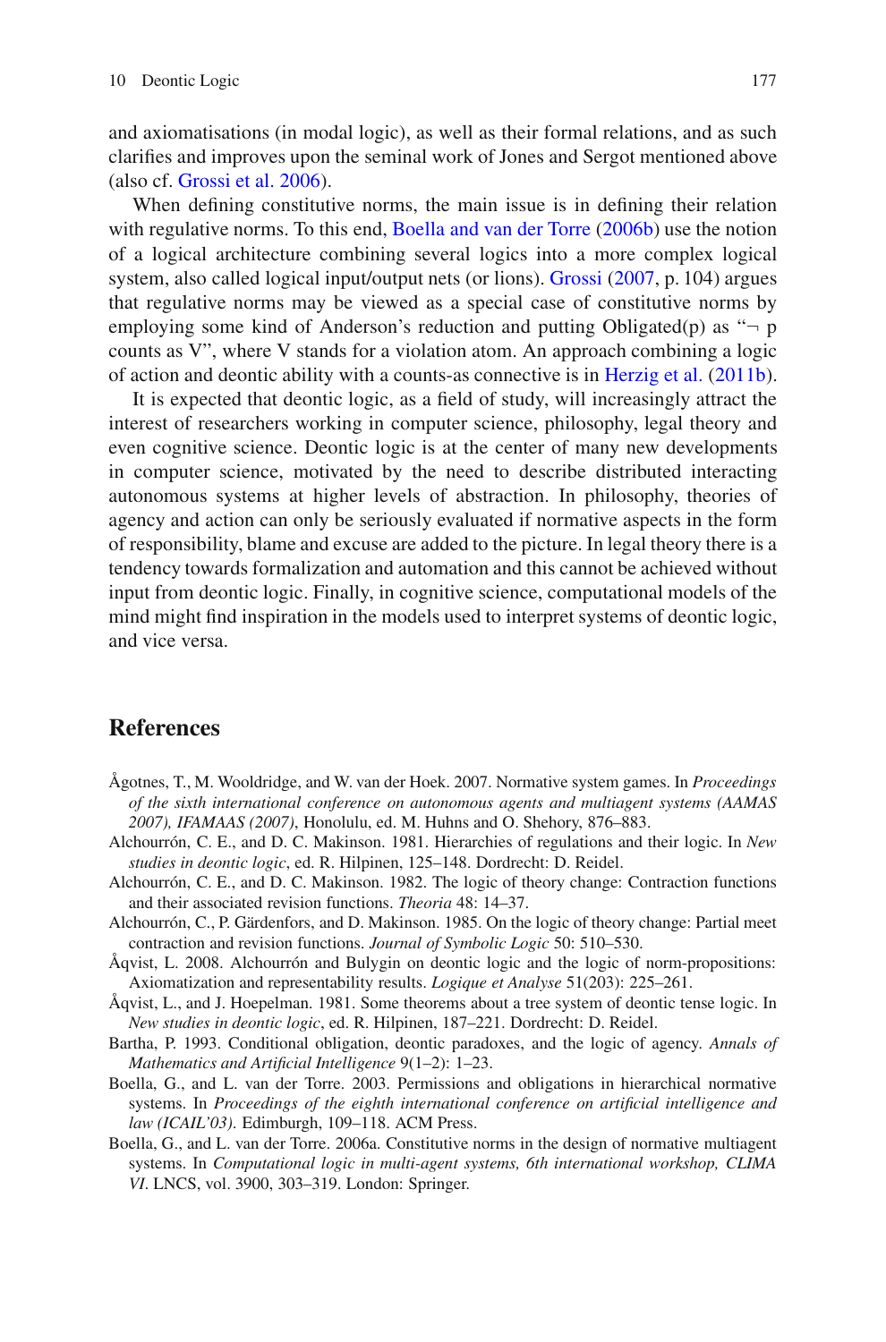and axiomatisations (in modal logic), as well as their formal relations, and as such clarifies and improves upon the seminal work of Jones and Sergot mentioned above (also cf. Grossi et al. 2006).

When defining constitutive norms, the main issue is in defining their relation with regulative norms. To this end, Boella and van der Torre (2006b) use the notion of a logical architecture combining several logics into a more complex logical system, also called logical input/output nets (or lions). Grossi (2007, p. 104) argues that regulative norms may be viewed as a special case of constitutive norms by employing some kind of Anderson's reduction and putting Obligated(p) as "$\neg$ p counts as V", where V stands for a violation atom. An approach combining a logic of action and deontic ability with a counts-as connective is in Herzig et al. (2011b).

It is expected that deontic logic, as a field of study, will increasingly attract the interest of researchers working in computer science, philosophy, legal theory and even cognitive science. Deontic logic is at the center of many new developments in computer science, motivated by the need to describe distributed interacting autonomous systems at higher levels of abstraction. In philosophy, theories of agency and action can only be seriously evaluated if normative aspects in the form of responsibility, blame and excuse are added to the picture. In legal theory there is a tendency towards formalization and automation and this cannot be achieved without input from deontic logic. Finally, in cognitive science, computational models of the mind might find inspiration in the models used to interpret systems of deontic logic, and vice versa.

## References

Ågotnes, T., M. Wooldridge, and W. van der Hoek. 2007. Normative system games. In *Proceedings of the sixth international conference on autonomous agents and multiagent systems (AAMAS 2007), IFAMAAS (2007)*, Honolulu, ed. M. Huhns and O. Shehory, 876–883.

Alchourrón, C. E., and D. C. Makinson. 1981. Hierarchies of regulations and their logic. In *New studies in deontic logic*, ed. R. Hilpinen, 125–148. Dordrecht: D. Reidel.

Alchourrón, C. E., and D. C. Makinson. 1982. The logic of theory change: Contraction functions and their associated revision functions. *Theoria* 48: 14–37.

Alchourrón, C., P. Gärdenfors, and D. Makinson. 1985. On the logic of theory change: Partial meet contraction and revision functions. *Journal of Symbolic Logic* 50: 510–530.

Åqvist, L. 2008. Alchourrón and Bulygin on deontic logic and the logic of norm-propositions: Axiomatization and representability results. *Logique et Analyse* 51(203): 225–261.

Åqvist, L., and J. Hoepelman. 1981. Some theorems about a tree system of deontic tense logic. In *New studies in deontic logic*, ed. R. Hilpinen, 187–221. Dordrecht: D. Reidel.

Bartha, P. 1993. Conditional obligation, deontic paradoxes, and the logic of agency. *Annals of Mathematics and Artificial Intelligence* 9(1–2): 1–23.

Boella, G., and L. van der Torre. 2003. Permissions and obligations in hierarchical normative systems. In *Proceedings of the eighth international conference on artificial intelligence and law (ICAIL'03)*. Edimburgh, 109–118. ACM Press.

Boella, G., and L. van der Torre. 2006a. Constitutive norms in the design of normative multiagent systems. In *Computational logic in multi-agent systems, 6th international workshop, CLIMA VI*. LNCS, vol. 3900, 303–319. London: Springer.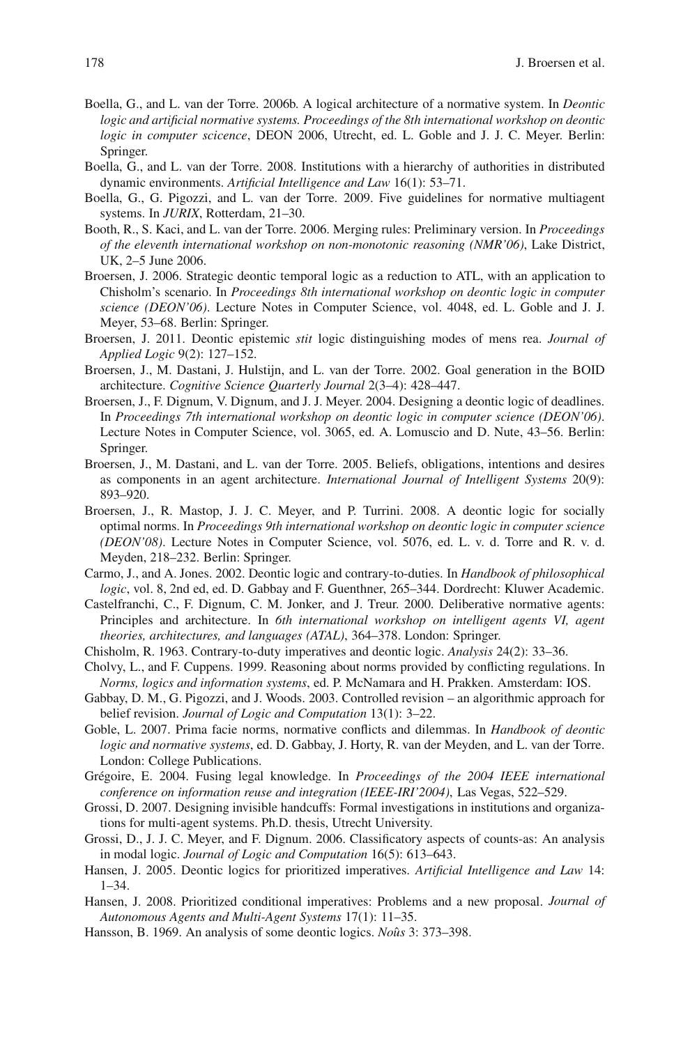Boella, G., and L. van der Torre. 2006b. A logical architecture of a normative system. In *Deontic logic and artificial normative systems. Proceedings of the 8th international workshop on deontic logic in computer scicence*, DEON 2006, Utrecht, ed. L. Goble and J. J. C. Meyer. Berlin: Springer.

Boella, G., and L. van der Torre. 2008. Institutions with a hierarchy of authorities in distributed dynamic environments. *Artificial Intelligence and Law* 16(1): 53–71.

Boella, G., G. Pigozzi, and L. van der Torre. 2009. Five guidelines for normative multiagent systems. In *JURIX*, Rotterdam, 21–30.

Booth, R., S. Kaci, and L. van der Torre. 2006. Merging rules: Preliminary version. In *Proceedings of the eleventh international workshop on non-monotonic reasoning (NMR'06)*, Lake District, UK, 2–5 June 2006.

Broersen, J. 2006. Strategic deontic temporal logic as a reduction to ATL, with an application to Chisholm's scenario. In *Proceedings 8th international workshop on deontic logic in computer science (DEON'06)*. Lecture Notes in Computer Science, vol. 4048, ed. L. Goble and J. J. Meyer, 53–68. Berlin: Springer.

Broersen, J. 2011. Deontic epistemic *stit* logic distinguishing modes of mens rea. *Journal of Applied Logic* 9(2): 127–152.

Broersen, J., M. Dastani, J. Hulstijn, and L. van der Torre. 2002. Goal generation in the BOID architecture. *Cognitive Science Quarterly Journal* 2(3–4): 428–447.

Broersen, J., F. Dignum, V. Dignum, and J. J. Meyer. 2004. Designing a deontic logic of deadlines. In *Proceedings 7th international workshop on deontic logic in computer science (DEON'06)*. Lecture Notes in Computer Science, vol. 3065, ed. A. Lomuscio and D. Nute, 43–56. Berlin: Springer.

Broersen, J., M. Dastani, and L. van der Torre. 2005. Beliefs, obligations, intentions and desires as components in an agent architecture. *International Journal of Intelligent Systems* 20(9): 893–920.

Broersen, J., R. Mastop, J. J. C. Meyer, and P. Turrini. 2008. A deontic logic for socially optimal norms. In *Proceedings 9th international workshop on deontic logic in computer science (DEON'08)*. Lecture Notes in Computer Science, vol. 5076, ed. L. v. d. Torre and R. v. d. Meyden, 218–232. Berlin: Springer.

Carmo, J., and A. Jones. 2002. Deontic logic and contrary-to-duties. In *Handbook of philosophical logic*, vol. 8, 2nd ed, ed. D. Gabbay and F. Guenthner, 265–344. Dordrecht: Kluwer Academic.

Castelfranchi, C., F. Dignum, C. M. Jonker, and J. Treur. 2000. Deliberative normative agents: Principles and architecture. In *6th international workshop on intelligent agents VI, agent theories, architectures, and languages (ATAL)*, 364–378. London: Springer.

Chisholm, R. 1963. Contrary-to-duty imperatives and deontic logic. *Analysis* 24(2): 33–36.

Cholvy, L., and F. Cuppens. 1999. Reasoning about norms provided by conflicting regulations. In *Norms, logics and information systems*, ed. P. McNamara and H. Prakken. Amsterdam: IOS.

Gabbay, D. M., G. Pigozzi, and J. Woods. 2003. Controlled revision – an algorithmic approach for belief revision. *Journal of Logic and Computation* 13(1): 3–22.

Goble, L. 2007. Prima facie norms, normative conflicts and dilemmas. In *Handbook of deontic logic and normative systems*, ed. D. Gabbay, J. Horty, R. van der Meyden, and L. van der Torre. London: College Publications.

Grégoire, E. 2004. Fusing legal knowledge. In *Proceedings of the 2004 IEEE international conference on information reuse and integration (IEEE-IRI'2004)*, Las Vegas, 522–529.

Grossi, D. 2007. Designing invisible handcuffs: Formal investigations in institutions and organizations for multi-agent systems. Ph.D. thesis, Utrecht University.

Grossi, D., J. J. C. Meyer, and F. Dignum. 2006. Classificatory aspects of counts-as: An analysis in modal logic. *Journal of Logic and Computation* 16(5): 613–643.

Hansen, J. 2005. Deontic logics for prioritized imperatives. *Artificial Intelligence and Law* 14: 1–34.

Hansen, J. 2008. Prioritized conditional imperatives: Problems and a new proposal. *Journal of Autonomous Agents and Multi-Agent Systems* 17(1): 11–35.

Hansson, B. 1969. An analysis of some deontic logics. *Noûs* 3: 373–398.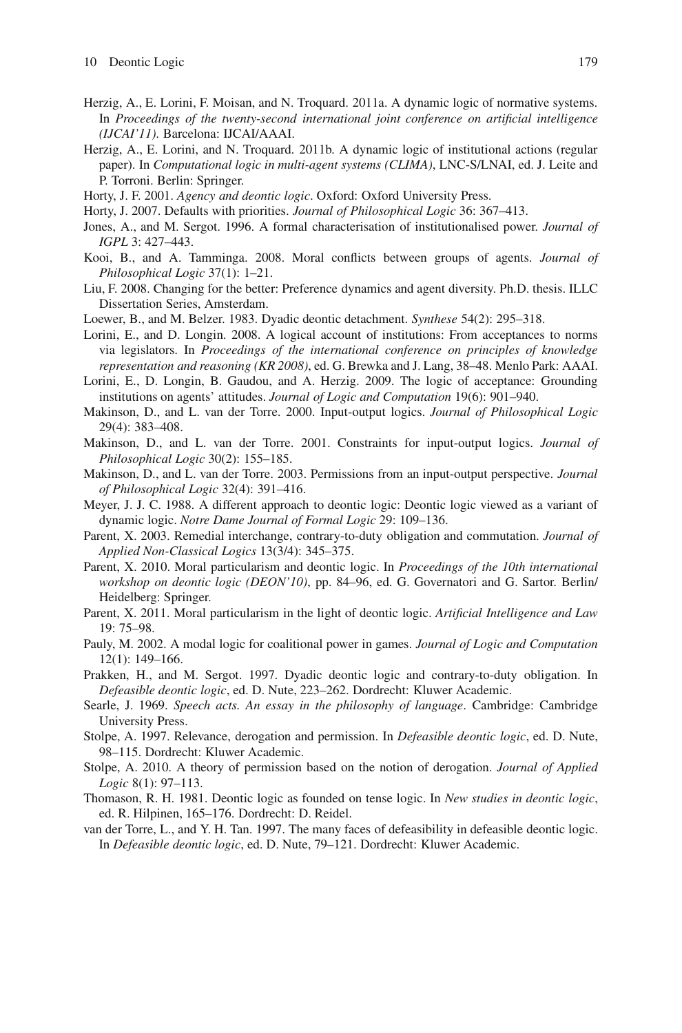Herzig, A., E. Lorini, F. Moisan, and N. Troquard. 2011a. A dynamic logic of normative systems. In *Proceedings of the twenty-second international joint conference on artificial intelligence (IJCAI'11).* Barcelona: IJCAI/AAAI.

Herzig, A., E. Lorini, and N. Troquard. 2011b. A dynamic logic of institutional actions (regular paper). In *Computational logic in multi-agent systems (CLIMA)*, LNC-S/LNAI, ed. J. Leite and P. Torroni. Berlin: Springer.

Horty, J. F. 2001. *Agency and deontic logic*. Oxford: Oxford University Press.

Horty, J. 2007. Defaults with priorities. *Journal of Philosophical Logic* 36: 367–413.

Jones, A., and M. Sergot. 1996. A formal characterisation of institutionalised power. *Journal of IGPL* 3: 427–443.

Kooi, B., and A. Tamminga. 2008. Moral conflicts between groups of agents. *Journal of Philosophical Logic* 37(1): 1–21.

Liu, F. 2008. Changing for the better: Preference dynamics and agent diversity. Ph.D. thesis. ILLC Dissertation Series, Amsterdam.

Loewer, B., and M. Belzer. 1983. Dyadic deontic detachment. *Synthese* 54(2): 295–318.

Lorini, E., and D. Longin. 2008. A logical account of institutions: From acceptances to norms via legislators. In *Proceedings of the international conference on principles of knowledge representation and reasoning (KR 2008)*, ed. G. Brewka and J. Lang, 38–48. Menlo Park: AAAI.

Lorini, E., D. Longin, B. Gaudou, and A. Herzig. 2009. The logic of acceptance: Grounding institutions on agents' attitudes. *Journal of Logic and Computation* 19(6): 901–940.

Makinson, D., and L. van der Torre. 2000. Input-output logics. *Journal of Philosophical Logic* 29(4): 383–408.

Makinson, D., and L. van der Torre. 2001. Constraints for input-output logics. *Journal of Philosophical Logic* 30(2): 155–185.

Makinson, D., and L. van der Torre. 2003. Permissions from an input-output perspective. *Journal of Philosophical Logic* 32(4): 391–416.

Meyer, J. J. C. 1988. A different approach to deontic logic: Deontic logic viewed as a variant of dynamic logic. *Notre Dame Journal of Formal Logic* 29: 109–136.

Parent, X. 2003. Remedial interchange, contrary-to-duty obligation and commutation. *Journal of Applied Non-Classical Logics* 13(3/4): 345–375.

Parent, X. 2010. Moral particularism and deontic logic. In *Proceedings of the 10th international workshop on deontic logic (DEON'10)*, pp. 84–96, ed. G. Governatori and G. Sartor. Berlin/Heidelberg: Springer.

Parent, X. 2011. Moral particularism in the light of deontic logic. *Artificial Intelligence and Law* 19: 75–98.

Pauly, M. 2002. A modal logic for coalitional power in games. *Journal of Logic and Computation* 12(1): 149–166.

Prakken, H., and M. Sergot. 1997. Dyadic deontic logic and contrary-to-duty obligation. In *Defeasible deontic logic*, ed. D. Nute, 223–262. Dordrecht: Kluwer Academic.

Searle, J. 1969. *Speech acts. An essay in the philosophy of language*. Cambridge: Cambridge University Press.

Stolpe, A. 1997. Relevance, derogation and permission. In *Defeasible deontic logic*, ed. D. Nute, 98–115. Dordrecht: Kluwer Academic.

Stolpe, A. 2010. A theory of permission based on the notion of derogation. *Journal of Applied Logic* 8(1): 97–113.

Thomason, R. H. 1981. Deontic logic as founded on tense logic. In *New studies in deontic logic*, ed. R. Hilpinen, 165–176. Dordrecht: D. Reidel.

van der Torre, L., and Y. H. Tan. 1997. The many faces of defeasibility in defeasible deontic logic. In *Defeasible deontic logic*, ed. D. Nute, 79–121. Dordrecht: Kluwer Academic.